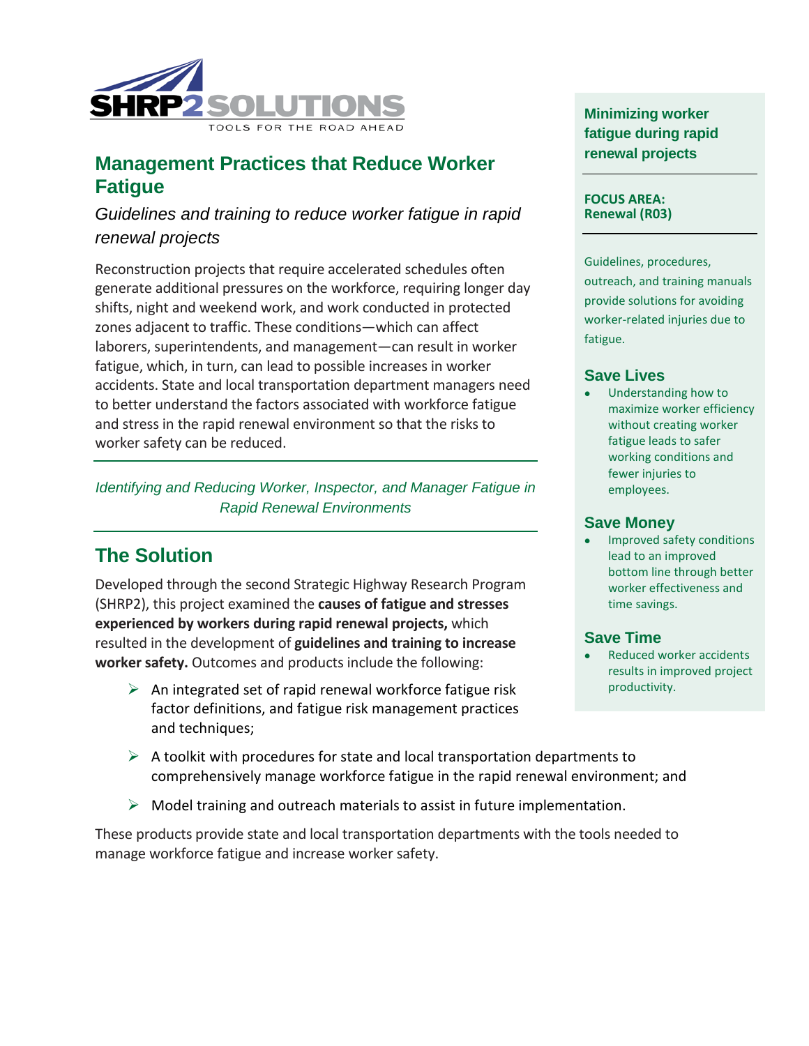SHRP2 SOLUTIONS

TOOLS FOR THE ROAD AHEAD

# Management Practices that Reduce Worker Fatigue

*Guidelines and training to reduce worker fatigue in rapid renewal projects*

Reconstruction projects that require accelerated schedules often generate additional pressures on the workforce, requiring longer day shifts, night and weekend work, and work conducted in protected zones adjacent to traffic. These conditions—which can affect laborers, superintendents, and management—can result in worker fatigue, which, in turn, can lead to possible increases in worker accidents. State and local transportation department managers need to better understand the factors associated with workforce fatigue and stress in the rapid renewal environment so that the risks to worker safety can be reduced.

---

*Identifying and Reducing Worker, Inspector, and Manager Fatigue in Rapid Renewal Environments*

---

## The Solution

Developed through the second Strategic Highway Research Program (SHRP2), this project examined the **causes of fatigue and stresses experienced by workers during rapid renewal projects,** which resulted in the development of **guidelines and training to increase worker safety.** Outcomes and products include the following:

- An integrated set of rapid renewal workforce fatigue risk factor definitions, and fatigue risk management practices and techniques;
- A toolkit with procedures for state and local transportation departments to comprehensively manage workforce fatigue in the rapid renewal environment; and
- Model training and outreach materials to assist in future implementation.

These products provide state and local transportation departments with the tools needed to manage workforce fatigue and increase worker safety.

**Minimizing worker fatigue during rapid renewal projects**

**FOCUS AREA:**
**Renewal (R03)**

Guidelines, procedures, outreach, and training manuals provide solutions for avoiding worker-related injuries due to fatigue.

### Save Lives

- Understanding how to maximize worker efficiency without creating worker fatigue leads to safer working conditions and fewer injuries to employees.

### Save Money

- Improved safety conditions lead to an improved bottom line through better worker effectiveness and time savings.

### Save Time

- Reduced worker accidents results in improved project productivity.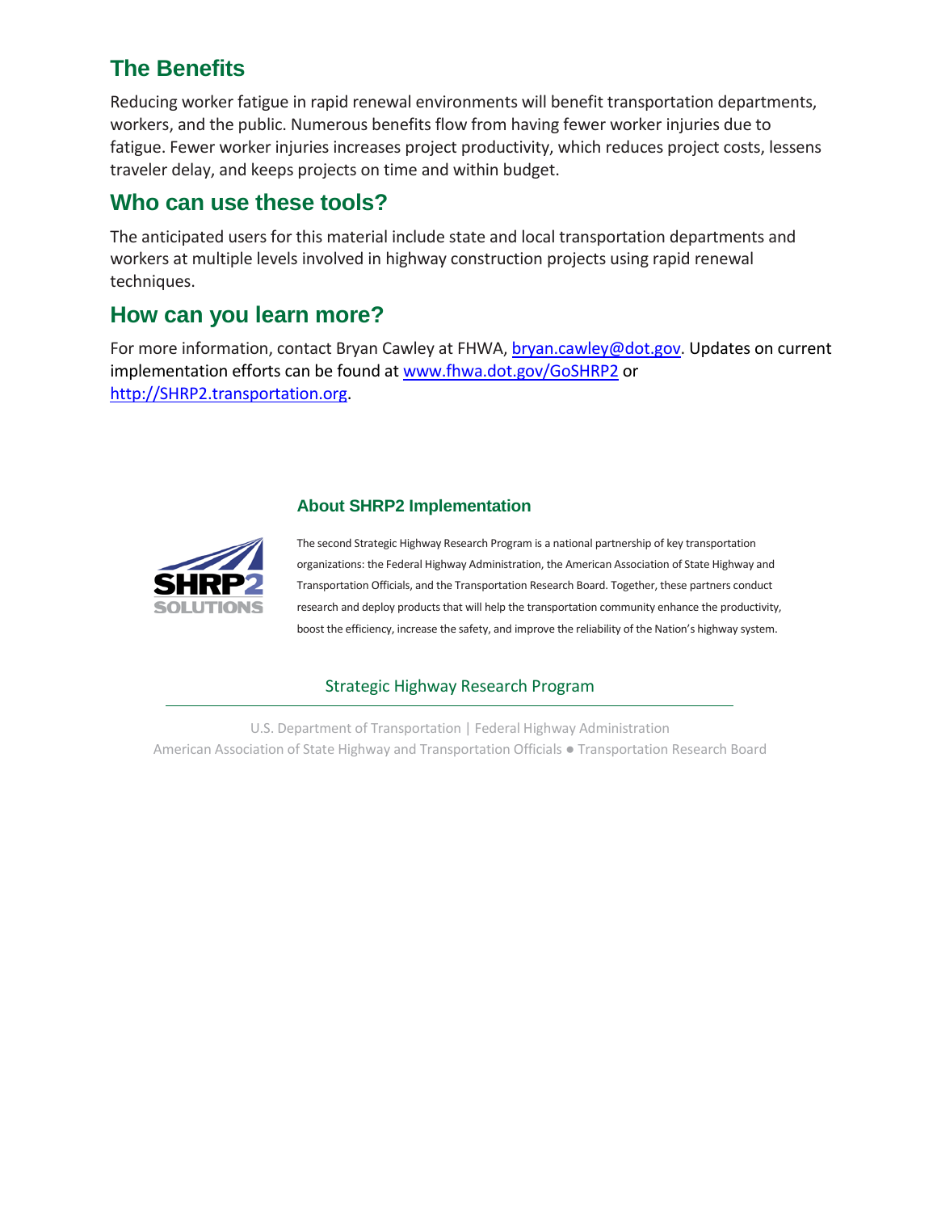## The Benefits

Reducing worker fatigue in rapid renewal environments will benefit transportation departments, workers, and the public. Numerous benefits flow from having fewer worker injuries due to fatigue. Fewer worker injuries increases project productivity, which reduces project costs, lessens traveler delay, and keeps projects on time and within budget.

## Who can use these tools?

The anticipated users for this material include state and local transportation departments and workers at multiple levels involved in highway construction projects using rapid renewal techniques.

## How can you learn more?

For more information, contact Bryan Cawley at FHWA, bryan.cawley@dot.gov. Updates on current implementation efforts can be found at www.fhwa.dot.gov/GoSHRP2 or http://SHRP2.transportation.org.

### About SHRP2 Implementation

SHRP2 SOLUTIONS

The second Strategic Highway Research Program is a national partnership of key transportation organizations: the Federal Highway Administration, the American Association of State Highway and Transportation Officials, and the Transportation Research Board. Together, these partners conduct research and deploy products that will help the transportation community enhance the productivity, boost the efficiency, increase the safety, and improve the reliability of the Nation's highway system.

Strategic Highway Research Program

U.S. Department of Transportation | Federal Highway Administration
American Association of State Highway and Transportation Officials ● Transportation Research Board